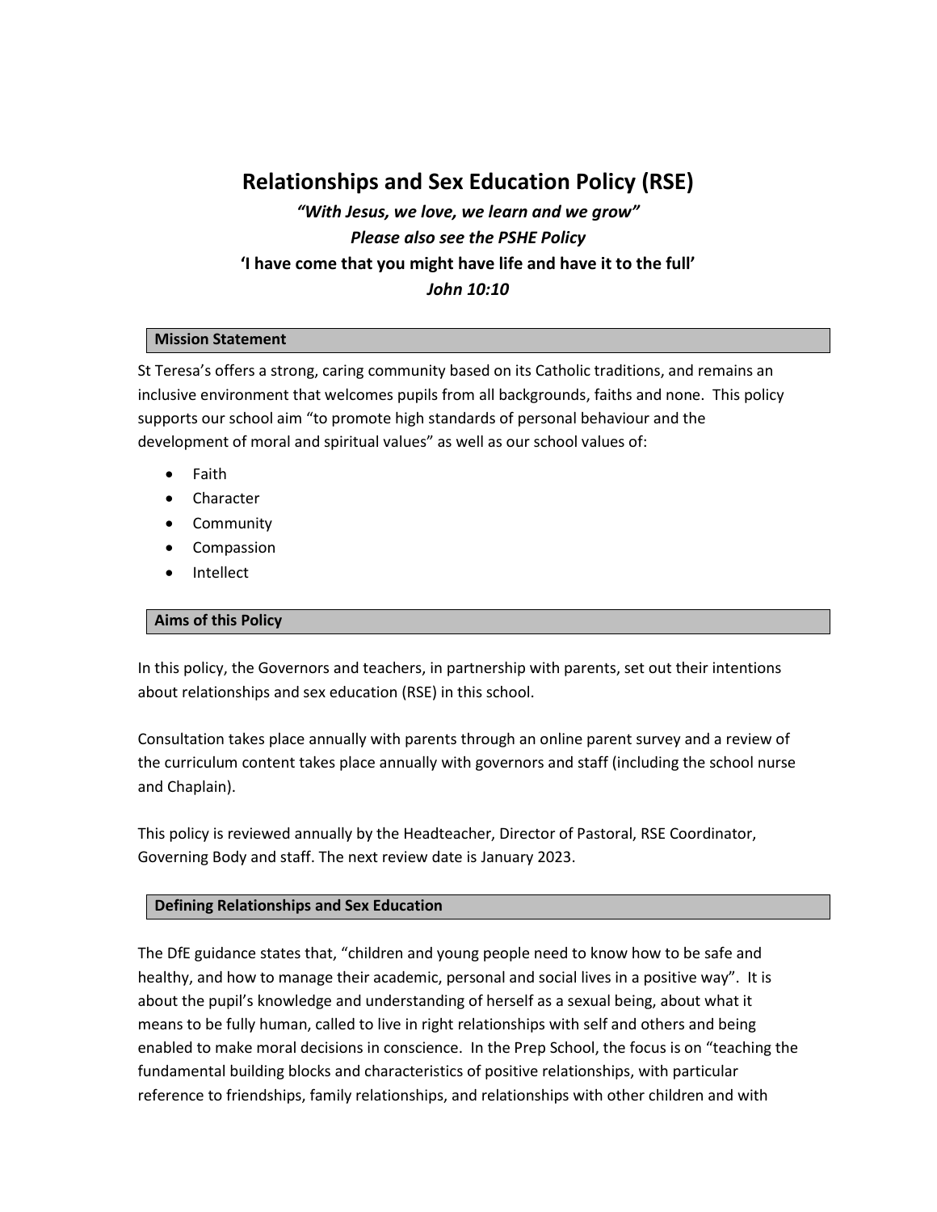# Relationships and Sex Education Policy (RSE)

***"With Jesus, we love, we learn and we grow"***

***Please also see the PSHE Policy***

**'I have come that you might have life and have it to the full'**

***John 10:10***

## Mission Statement

St Teresa's offers a strong, caring community based on its Catholic traditions, and remains an inclusive environment that welcomes pupils from all backgrounds, faiths and none. This policy supports our school aim "to promote high standards of personal behaviour and the development of moral and spiritual values" as well as our school values of:

- Faith
- Character
- Community
- Compassion
- Intellect

## Aims of this Policy

In this policy, the Governors and teachers, in partnership with parents, set out their intentions about relationships and sex education (RSE) in this school.

Consultation takes place annually with parents through an online parent survey and a review of the curriculum content takes place annually with governors and staff (including the school nurse and Chaplain).

This policy is reviewed annually by the Headteacher, Director of Pastoral, RSE Coordinator, Governing Body and staff. The next review date is January 2023.

## Defining Relationships and Sex Education

The DfE guidance states that, "children and young people need to know how to be safe and healthy, and how to manage their academic, personal and social lives in a positive way". It is about the pupil's knowledge and understanding of herself as a sexual being, about what it means to be fully human, called to live in right relationships with self and others and being enabled to make moral decisions in conscience. In the Prep School, the focus is on "teaching the fundamental building blocks and characteristics of positive relationships, with particular reference to friendships, family relationships, and relationships with other children and with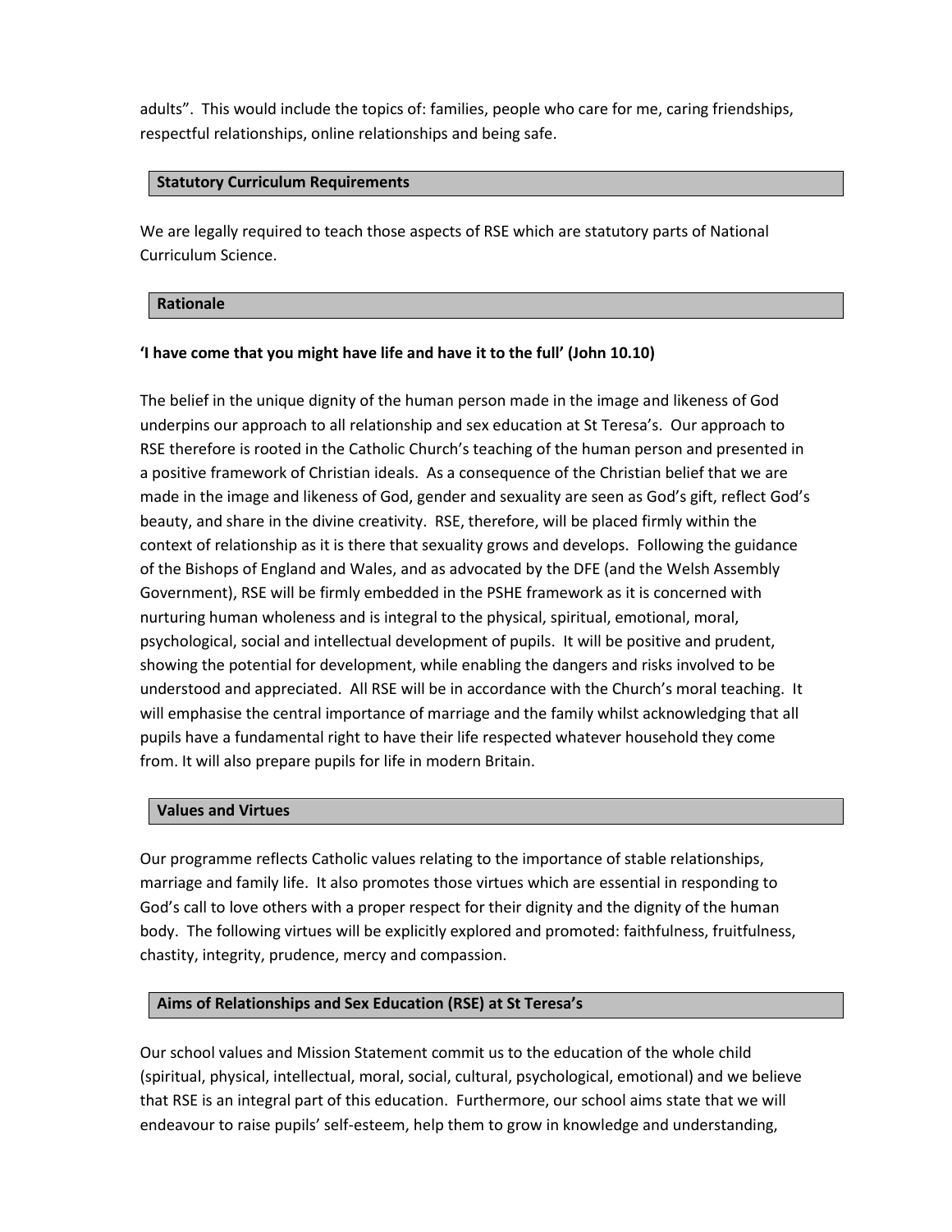adults". This would include the topics of: families, people who care for me, caring friendships, respectful relationships, online relationships and being safe.

## Statutory Curriculum Requirements

We are legally required to teach those aspects of RSE which are statutory parts of National Curriculum Science.

## Rationale

**'I have come that you might have life and have it to the full' (John 10.10)**

The belief in the unique dignity of the human person made in the image and likeness of God underpins our approach to all relationship and sex education at St Teresa's. Our approach to RSE therefore is rooted in the Catholic Church's teaching of the human person and presented in a positive framework of Christian ideals. As a consequence of the Christian belief that we are made in the image and likeness of God, gender and sexuality are seen as God's gift, reflect God's beauty, and share in the divine creativity. RSE, therefore, will be placed firmly within the context of relationship as it is there that sexuality grows and develops. Following the guidance of the Bishops of England and Wales, and as advocated by the DFE (and the Welsh Assembly Government), RSE will be firmly embedded in the PSHE framework as it is concerned with nurturing human wholeness and is integral to the physical, spiritual, emotional, moral, psychological, social and intellectual development of pupils. It will be positive and prudent, showing the potential for development, while enabling the dangers and risks involved to be understood and appreciated. All RSE will be in accordance with the Church's moral teaching. It will emphasise the central importance of marriage and the family whilst acknowledging that all pupils have a fundamental right to have their life respected whatever household they come from. It will also prepare pupils for life in modern Britain.

## Values and Virtues

Our programme reflects Catholic values relating to the importance of stable relationships, marriage and family life. It also promotes those virtues which are essential in responding to God's call to love others with a proper respect for their dignity and the dignity of the human body. The following virtues will be explicitly explored and promoted: faithfulness, fruitfulness, chastity, integrity, prudence, mercy and compassion.

## Aims of Relationships and Sex Education (RSE) at St Teresa's

Our school values and Mission Statement commit us to the education of the whole child (spiritual, physical, intellectual, moral, social, cultural, psychological, emotional) and we believe that RSE is an integral part of this education. Furthermore, our school aims state that we will endeavour to raise pupils' self-esteem, help them to grow in knowledge and understanding,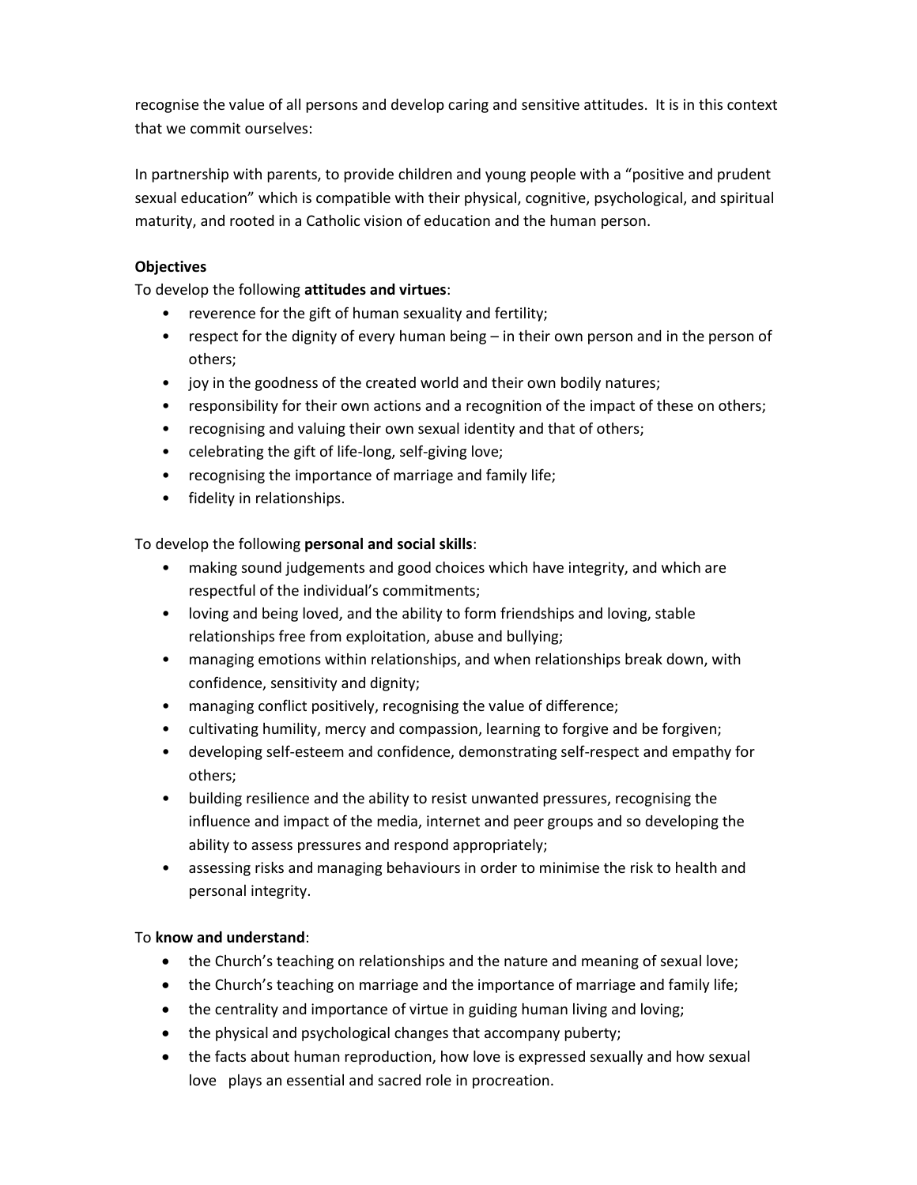recognise the value of all persons and develop caring and sensitive attitudes. It is in this context that we commit ourselves:

In partnership with parents, to provide children and young people with a "positive and prudent sexual education" which is compatible with their physical, cognitive, psychological, and spiritual maturity, and rooted in a Catholic vision of education and the human person.

**Objectives**

To develop the following **attitudes and virtues**:

- reverence for the gift of human sexuality and fertility;
- respect for the dignity of every human being – in their own person and in the person of others;
- joy in the goodness of the created world and their own bodily natures;
- responsibility for their own actions and a recognition of the impact of these on others;
- recognising and valuing their own sexual identity and that of others;
- celebrating the gift of life-long, self-giving love;
- recognising the importance of marriage and family life;
- fidelity in relationships.

To develop the following **personal and social skills**:

- making sound judgements and good choices which have integrity, and which are respectful of the individual's commitments;
- loving and being loved, and the ability to form friendships and loving, stable relationships free from exploitation, abuse and bullying;
- managing emotions within relationships, and when relationships break down, with confidence, sensitivity and dignity;
- managing conflict positively, recognising the value of difference;
- cultivating humility, mercy and compassion, learning to forgive and be forgiven;
- developing self-esteem and confidence, demonstrating self-respect and empathy for others;
- building resilience and the ability to resist unwanted pressures, recognising the influence and impact of the media, internet and peer groups and so developing the ability to assess pressures and respond appropriately;
- assessing risks and managing behaviours in order to minimise the risk to health and personal integrity.

To **know and understand**:

- the Church's teaching on relationships and the nature and meaning of sexual love;
- the Church's teaching on marriage and the importance of marriage and family life;
- the centrality and importance of virtue in guiding human living and loving;
- the physical and psychological changes that accompany puberty;
- the facts about human reproduction, how love is expressed sexually and how sexual love plays an essential and sacred role in procreation.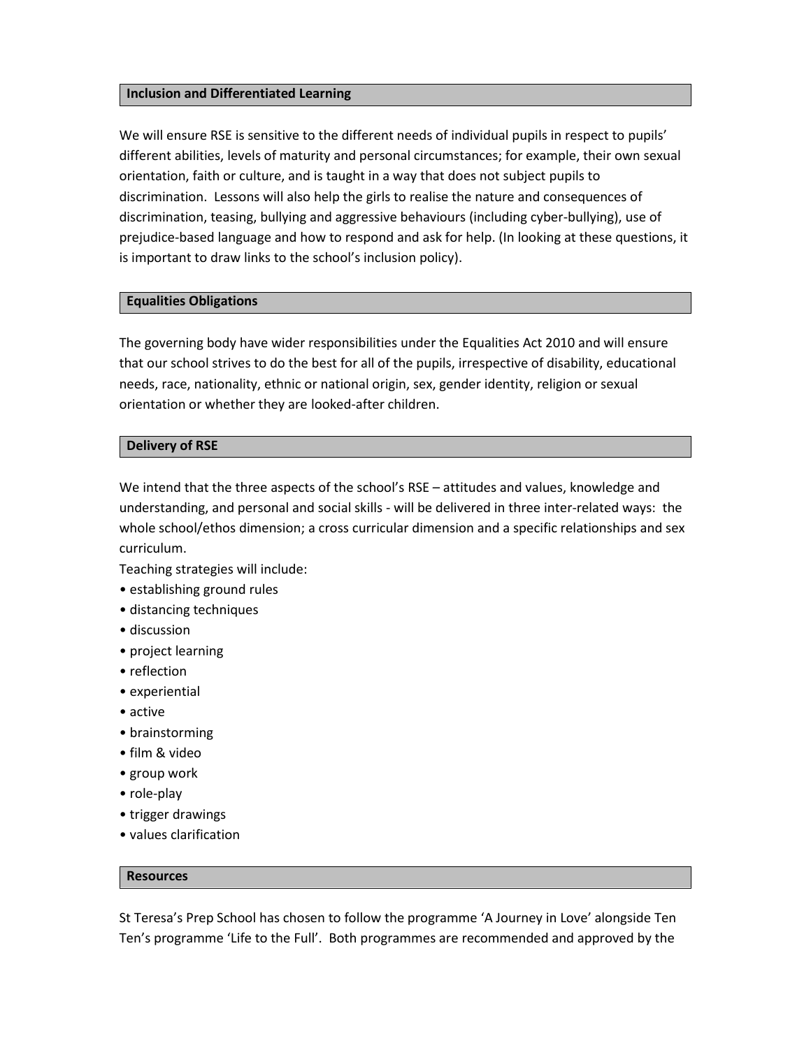## Inclusion and Differentiated Learning

We will ensure RSE is sensitive to the different needs of individual pupils in respect to pupils' different abilities, levels of maturity and personal circumstances; for example, their own sexual orientation, faith or culture, and is taught in a way that does not subject pupils to discrimination. Lessons will also help the girls to realise the nature and consequences of discrimination, teasing, bullying and aggressive behaviours (including cyber-bullying), use of prejudice-based language and how to respond and ask for help. (In looking at these questions, it is important to draw links to the school's inclusion policy).

## Equalities Obligations

The governing body have wider responsibilities under the Equalities Act 2010 and will ensure that our school strives to do the best for all of the pupils, irrespective of disability, educational needs, race, nationality, ethnic or national origin, sex, gender identity, religion or sexual orientation or whether they are looked-after children.

## Delivery of RSE

We intend that the three aspects of the school's RSE – attitudes and values, knowledge and understanding, and personal and social skills - will be delivered in three inter-related ways: the whole school/ethos dimension; a cross curricular dimension and a specific relationships and sex curriculum.

Teaching strategies will include:

- establishing ground rules
- distancing techniques
- discussion
- project learning
- reflection
- experiential
- active
- brainstorming
- film & video
- group work
- role-play
- trigger drawings
- values clarification

## Resources

St Teresa's Prep School has chosen to follow the programme 'A Journey in Love' alongside Ten Ten's programme 'Life to the Full'. Both programmes are recommended and approved by the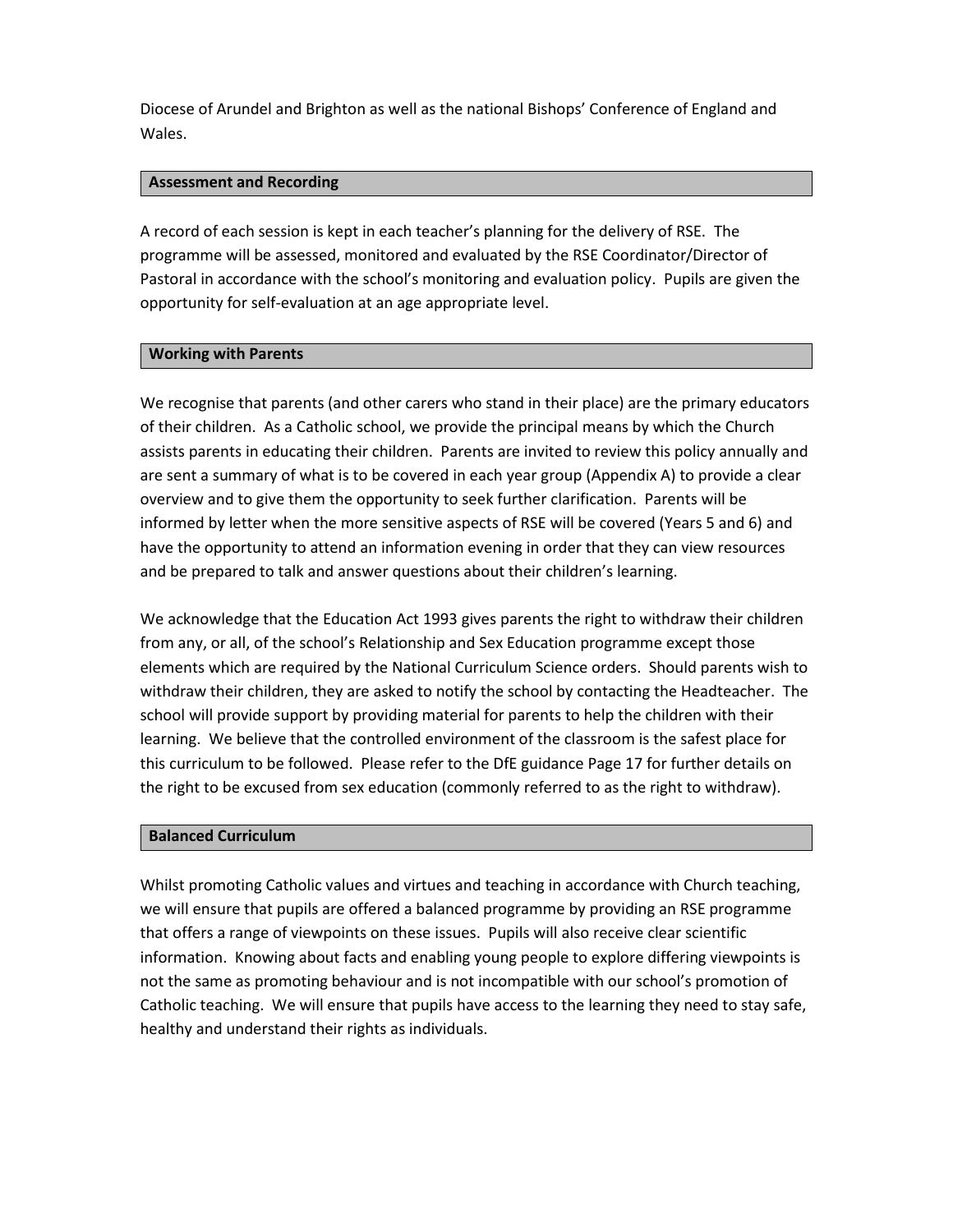Diocese of Arundel and Brighton as well as the national Bishops' Conference of England and Wales.

## Assessment and Recording

A record of each session is kept in each teacher's planning for the delivery of RSE. The programme will be assessed, monitored and evaluated by the RSE Coordinator/Director of Pastoral in accordance with the school's monitoring and evaluation policy. Pupils are given the opportunity for self-evaluation at an age appropriate level.

## Working with Parents

We recognise that parents (and other carers who stand in their place) are the primary educators of their children. As a Catholic school, we provide the principal means by which the Church assists parents in educating their children. Parents are invited to review this policy annually and are sent a summary of what is to be covered in each year group (Appendix A) to provide a clear overview and to give them the opportunity to seek further clarification. Parents will be informed by letter when the more sensitive aspects of RSE will be covered (Years 5 and 6) and have the opportunity to attend an information evening in order that they can view resources and be prepared to talk and answer questions about their children's learning.

We acknowledge that the Education Act 1993 gives parents the right to withdraw their children from any, or all, of the school's Relationship and Sex Education programme except those elements which are required by the National Curriculum Science orders. Should parents wish to withdraw their children, they are asked to notify the school by contacting the Headteacher. The school will provide support by providing material for parents to help the children with their learning. We believe that the controlled environment of the classroom is the safest place for this curriculum to be followed. Please refer to the DfE guidance Page 17 for further details on the right to be excused from sex education (commonly referred to as the right to withdraw).

## Balanced Curriculum

Whilst promoting Catholic values and virtues and teaching in accordance with Church teaching, we will ensure that pupils are offered a balanced programme by providing an RSE programme that offers a range of viewpoints on these issues. Pupils will also receive clear scientific information. Knowing about facts and enabling young people to explore differing viewpoints is not the same as promoting behaviour and is not incompatible with our school's promotion of Catholic teaching. We will ensure that pupils have access to the learning they need to stay safe, healthy and understand their rights as individuals.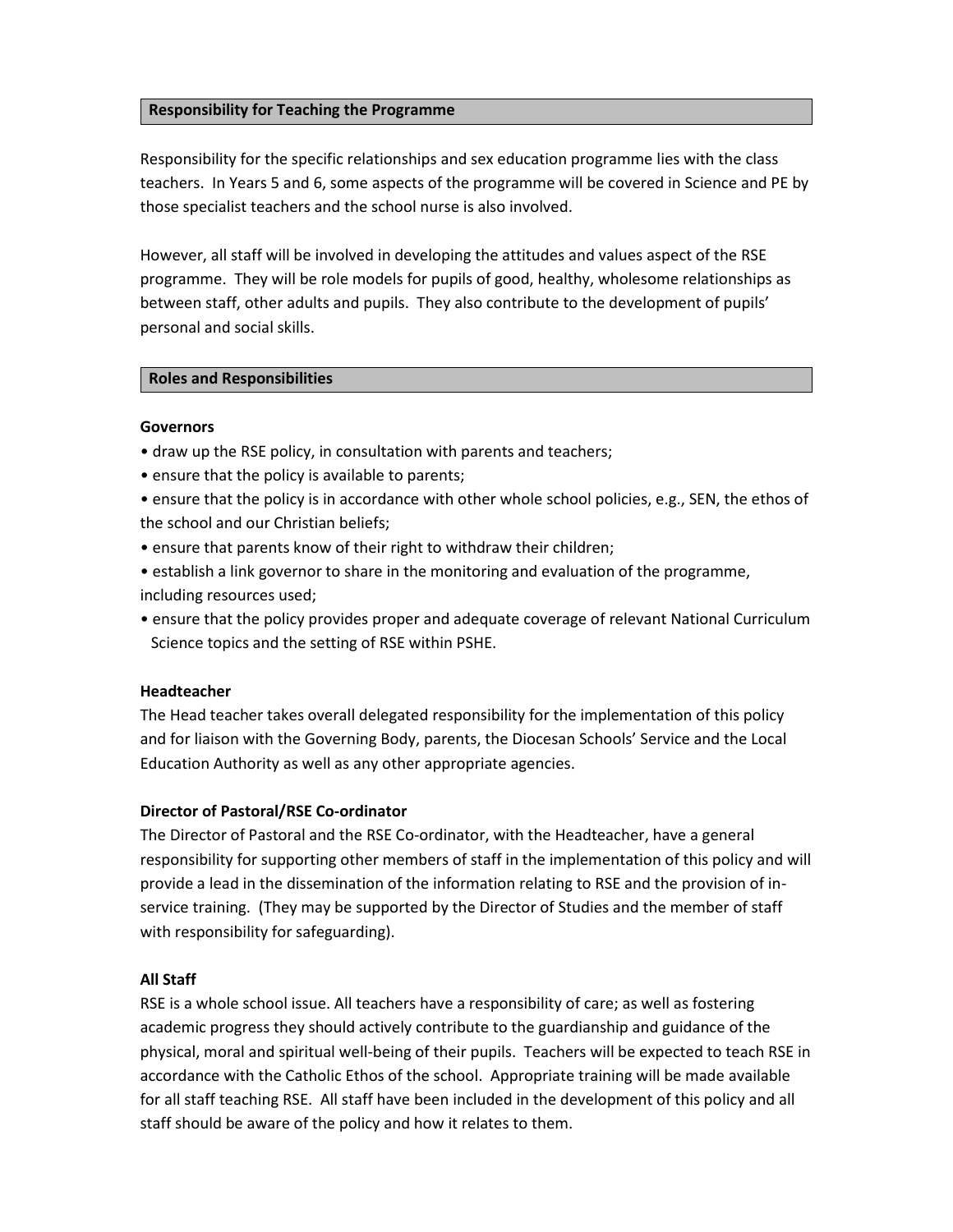## Responsibility for Teaching the Programme

Responsibility for the specific relationships and sex education programme lies with the class teachers. In Years 5 and 6, some aspects of the programme will be covered in Science and PE by those specialist teachers and the school nurse is also involved.

However, all staff will be involved in developing the attitudes and values aspect of the RSE programme. They will be role models for pupils of good, healthy, wholesome relationships as between staff, other adults and pupils. They also contribute to the development of pupils' personal and social skills.

## Roles and Responsibilities

**Governors**

- draw up the RSE policy, in consultation with parents and teachers;
- ensure that the policy is available to parents;
- ensure that the policy is in accordance with other whole school policies, e.g., SEN, the ethos of the school and our Christian beliefs;
- ensure that parents know of their right to withdraw their children;
- establish a link governor to share in the monitoring and evaluation of the programme, including resources used;
- ensure that the policy provides proper and adequate coverage of relevant National Curriculum Science topics and the setting of RSE within PSHE.

**Headteacher**

The Head teacher takes overall delegated responsibility for the implementation of this policy and for liaison with the Governing Body, parents, the Diocesan Schools' Service and the Local Education Authority as well as any other appropriate agencies.

**Director of Pastoral/RSE Co-ordinator**

The Director of Pastoral and the RSE Co-ordinator, with the Headteacher, have a general responsibility for supporting other members of staff in the implementation of this policy and will provide a lead in the dissemination of the information relating to RSE and the provision of in-service training. (They may be supported by the Director of Studies and the member of staff with responsibility for safeguarding).

**All Staff**

RSE is a whole school issue. All teachers have a responsibility of care; as well as fostering academic progress they should actively contribute to the guardianship and guidance of the physical, moral and spiritual well-being of their pupils. Teachers will be expected to teach RSE in accordance with the Catholic Ethos of the school. Appropriate training will be made available for all staff teaching RSE. All staff have been included in the development of this policy and all staff should be aware of the policy and how it relates to them.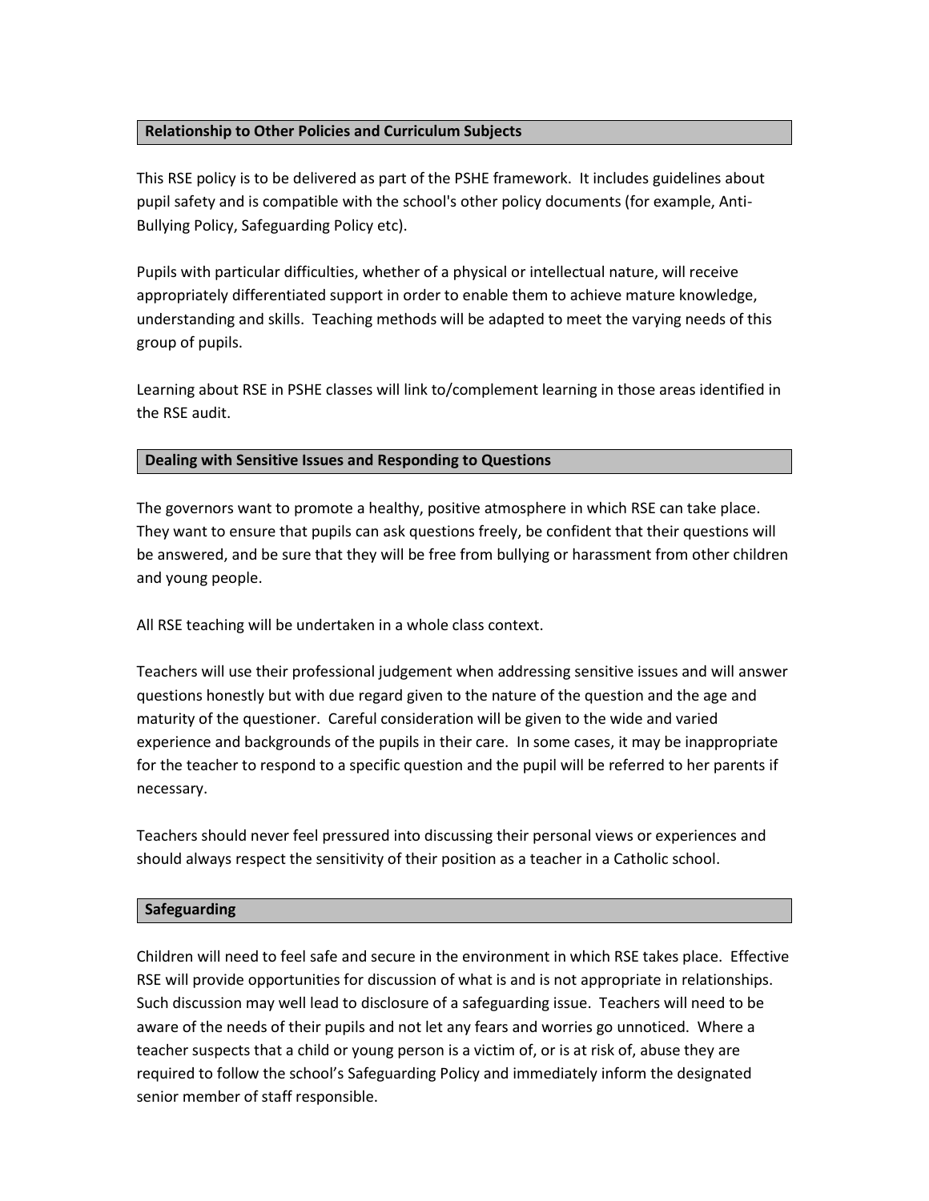## Relationship to Other Policies and Curriculum Subjects

This RSE policy is to be delivered as part of the PSHE framework. It includes guidelines about pupil safety and is compatible with the school's other policy documents (for example, Anti-Bullying Policy, Safeguarding Policy etc).

Pupils with particular difficulties, whether of a physical or intellectual nature, will receive appropriately differentiated support in order to enable them to achieve mature knowledge, understanding and skills. Teaching methods will be adapted to meet the varying needs of this group of pupils.

Learning about RSE in PSHE classes will link to/complement learning in those areas identified in the RSE audit.

## Dealing with Sensitive Issues and Responding to Questions

The governors want to promote a healthy, positive atmosphere in which RSE can take place. They want to ensure that pupils can ask questions freely, be confident that their questions will be answered, and be sure that they will be free from bullying or harassment from other children and young people.

All RSE teaching will be undertaken in a whole class context.

Teachers will use their professional judgement when addressing sensitive issues and will answer questions honestly but with due regard given to the nature of the question and the age and maturity of the questioner. Careful consideration will be given to the wide and varied experience and backgrounds of the pupils in their care. In some cases, it may be inappropriate for the teacher to respond to a specific question and the pupil will be referred to her parents if necessary.

Teachers should never feel pressured into discussing their personal views or experiences and should always respect the sensitivity of their position as a teacher in a Catholic school.

## Safeguarding

Children will need to feel safe and secure in the environment in which RSE takes place. Effective RSE will provide opportunities for discussion of what is and is not appropriate in relationships. Such discussion may well lead to disclosure of a safeguarding issue. Teachers will need to be aware of the needs of their pupils and not let any fears and worries go unnoticed. Where a teacher suspects that a child or young person is a victim of, or is at risk of, abuse they are required to follow the school's Safeguarding Policy and immediately inform the designated senior member of staff responsible.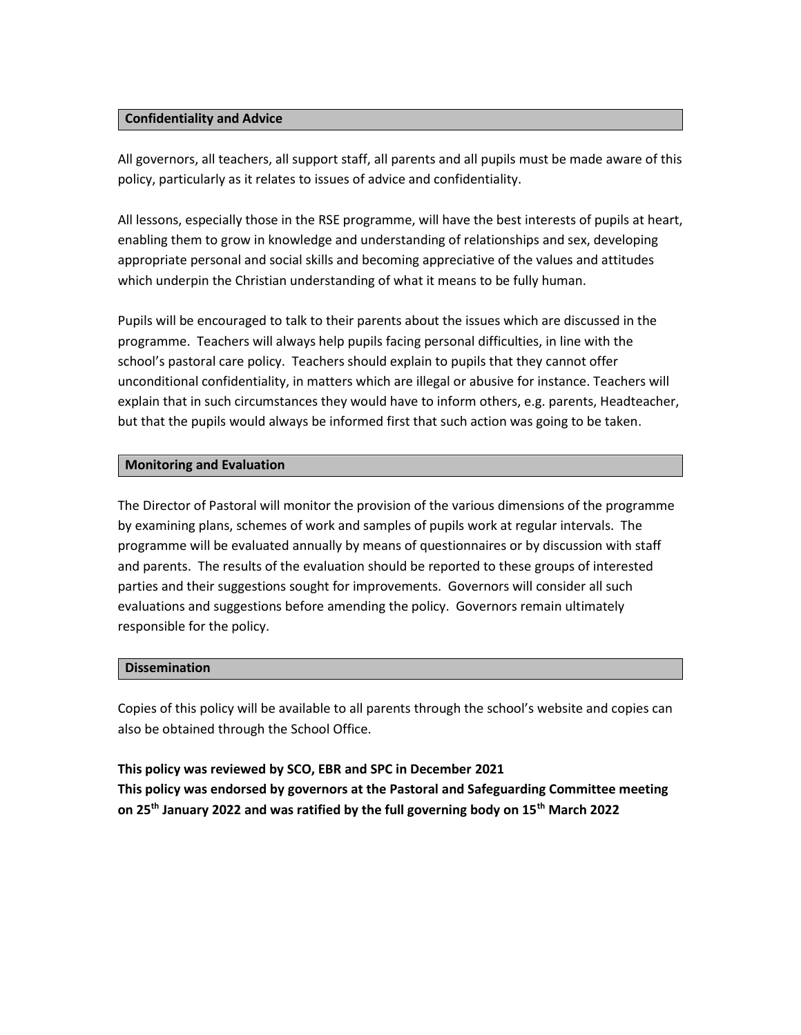## Confidentiality and Advice

All governors, all teachers, all support staff, all parents and all pupils must be made aware of this policy, particularly as it relates to issues of advice and confidentiality.

All lessons, especially those in the RSE programme, will have the best interests of pupils at heart, enabling them to grow in knowledge and understanding of relationships and sex, developing appropriate personal and social skills and becoming appreciative of the values and attitudes which underpin the Christian understanding of what it means to be fully human.

Pupils will be encouraged to talk to their parents about the issues which are discussed in the programme. Teachers will always help pupils facing personal difficulties, in line with the school's pastoral care policy. Teachers should explain to pupils that they cannot offer unconditional confidentiality, in matters which are illegal or abusive for instance. Teachers will explain that in such circumstances they would have to inform others, e.g. parents, Headteacher, but that the pupils would always be informed first that such action was going to be taken.

## Monitoring and Evaluation

The Director of Pastoral will monitor the provision of the various dimensions of the programme by examining plans, schemes of work and samples of pupils work at regular intervals. The programme will be evaluated annually by means of questionnaires or by discussion with staff and parents. The results of the evaluation should be reported to these groups of interested parties and their suggestions sought for improvements. Governors will consider all such evaluations and suggestions before amending the policy. Governors remain ultimately responsible for the policy.

## Dissemination

Copies of this policy will be available to all parents through the school's website and copies can also be obtained through the School Office.

**This policy was reviewed by SCO, EBR and SPC in December 2021**
**This policy was endorsed by governors at the Pastoral and Safeguarding Committee meeting on 25th January 2022 and was ratified by the full governing body on 15th March 2022**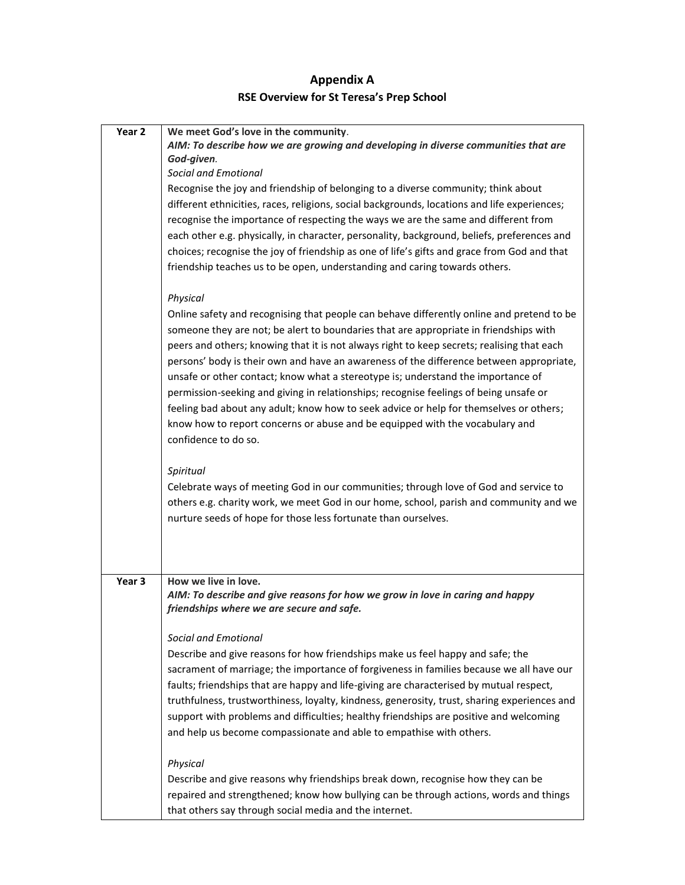# Appendix A

## RSE Overview for St Teresa's Prep School

| | |
|---|---|
| **Year 2** | **We meet God's love in the community**.<br>***AIM: To describe how we are growing and developing in diverse communities that are God-given.***<br>*Social and Emotional*<br>Recognise the joy and friendship of belonging to a diverse community; think about different ethnicities, races, religions, social backgrounds, locations and life experiences; recognise the importance of respecting the ways we are the same and different from each other e.g. physically, in character, personality, background, beliefs, preferences and choices; recognise the joy of friendship as one of life's gifts and grace from God and that friendship teaches us to be open, understanding and caring towards others.<br><br>*Physical*<br>Online safety and recognising that people can behave differently online and pretend to be someone they are not; be alert to boundaries that are appropriate in friendships with peers and others; knowing that it is not always right to keep secrets; realising that each persons' body is their own and have an awareness of the difference between appropriate, unsafe or other contact; know what a stereotype is; understand the importance of permission-seeking and giving in relationships; recognise feelings of being unsafe or feeling bad about any adult; know how to seek advice or help for themselves or others; know how to report concerns or abuse and be equipped with the vocabulary and confidence to do so.<br><br>*Spiritual*<br>Celebrate ways of meeting God in our communities; through love of God and service to others e.g. charity work, we meet God in our home, school, parish and community and we nurture seeds of hope for those less fortunate than ourselves. |
| **Year 3** | **How we live in love.**<br>***AIM: To describe and give reasons for how we grow in love in caring and happy friendships where we are secure and safe.***<br><br>*Social and Emotional*<br>Describe and give reasons for how friendships make us feel happy and safe; the sacrament of marriage; the importance of forgiveness in families because we all have our faults; friendships that are happy and life-giving are characterised by mutual respect, truthfulness, trustworthiness, loyalty, kindness, generosity, trust, sharing experiences and support with problems and difficulties; healthy friendships are positive and welcoming and help us become compassionate and able to empathise with others.<br><br>*Physical*<br>Describe and give reasons why friendships break down, recognise how they can be repaired and strengthened; know how bullying can be through actions, words and things that others say through social media and the internet. |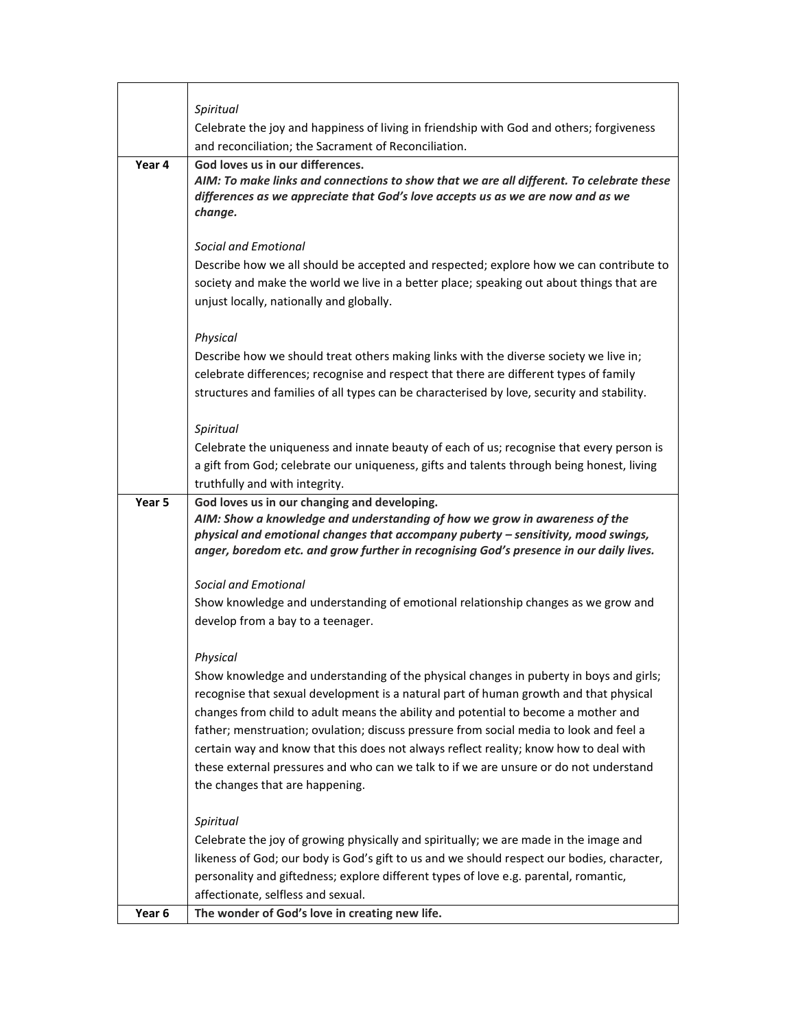| | |
|---|---|
| | *Spiritual*<br>Celebrate the joy and happiness of living in friendship with God and others; forgiveness and reconciliation; the Sacrament of Reconciliation. |
| **Year 4** | **God loves us in our differences.**<br>***AIM: To make links and connections to show that we are all different. To celebrate these differences as we appreciate that God's love accepts us as we are now and as we change.***<br><br>*Social and Emotional*<br>Describe how we all should be accepted and respected; explore how we can contribute to society and make the world we live in a better place; speaking out about things that are unjust locally, nationally and globally.<br><br>*Physical*<br>Describe how we should treat others making links with the diverse society we live in; celebrate differences; recognise and respect that there are different types of family structures and families of all types can be characterised by love, security and stability.<br><br>*Spiritual*<br>Celebrate the uniqueness and innate beauty of each of us; recognise that every person is a gift from God; celebrate our uniqueness, gifts and talents through being honest, living truthfully and with integrity. |
| **Year 5** | **God loves us in our changing and developing.**<br>***AIM: Show a knowledge and understanding of how we grow in awareness of the physical and emotional changes that accompany puberty – sensitivity, mood swings, anger, boredom etc. and grow further in recognising God's presence in our daily lives.***<br><br>*Social and Emotional*<br>Show knowledge and understanding of emotional relationship changes as we grow and develop from a bay to a teenager.<br><br>*Physical*<br>Show knowledge and understanding of the physical changes in puberty in boys and girls; recognise that sexual development is a natural part of human growth and that physical changes from child to adult means the ability and potential to become a mother and father; menstruation; ovulation; discuss pressure from social media to look and feel a certain way and know that this does not always reflect reality; know how to deal with these external pressures and who can we talk to if we are unsure or do not understand the changes that are happening.<br><br>*Spiritual*<br>Celebrate the joy of growing physically and spiritually; we are made in the image and likeness of God; our body is God's gift to us and we should respect our bodies, character, personality and giftedness; explore different types of love e.g. parental, romantic, affectionate, selfless and sexual. |
| **Year 6** | **The wonder of God's love in creating new life.** |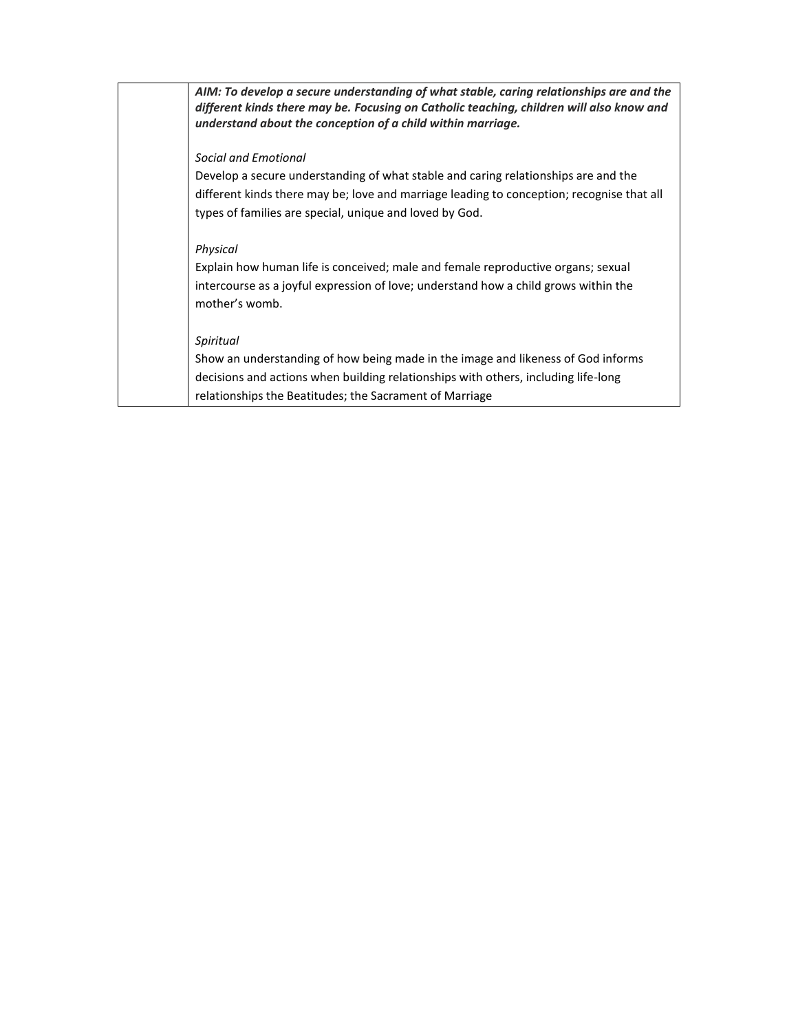| | |
|---|---|
| | ***AIM: To develop a secure understanding of what stable, caring relationships are and the different kinds there may be. Focusing on Catholic teaching, children will also know and understand about the conception of a child within marriage.***<br><br>*Social and Emotional*<br>Develop a secure understanding of what stable and caring relationships are and the different kinds there may be; love and marriage leading to conception; recognise that all types of families are special, unique and loved by God.<br><br>*Physical*<br>Explain how human life is conceived; male and female reproductive organs; sexual intercourse as a joyful expression of love; understand how a child grows within the mother's womb.<br><br>*Spiritual*<br>Show an understanding of how being made in the image and likeness of God informs decisions and actions when building relationships with others, including life-long relationships the Beatitudes; the Sacrament of Marriage |